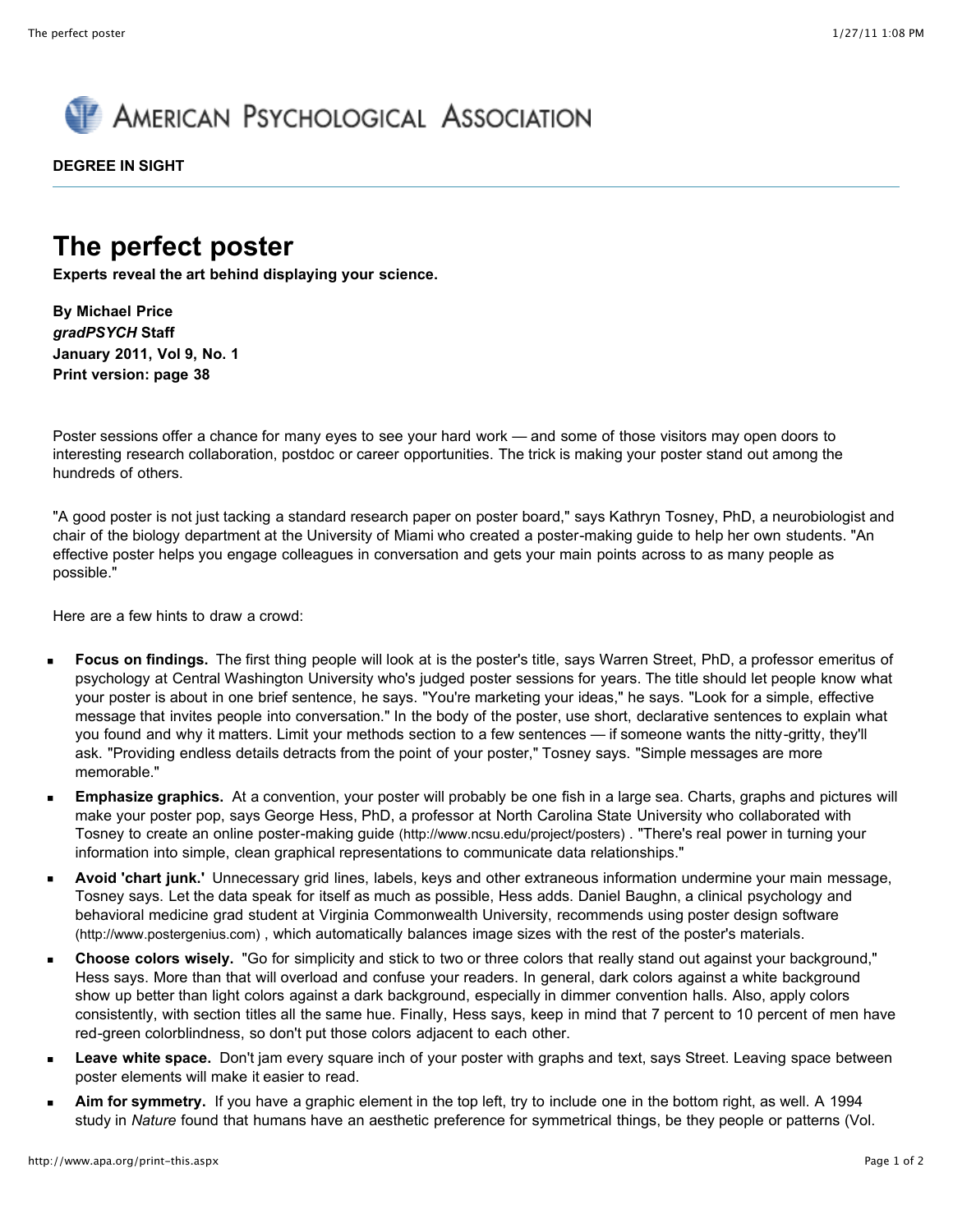AMERICAN PSYCHOLOGICAL ASSOCIATION

**DEGREE IN SIGHT**

# The perfect poster

**Experts reveal the art behind displaying your science.**

**By Michael Price**
***gradPSYCH* Staff**
**January 2011, Vol 9, No. 1**
**Print version: page 38**

Poster sessions offer a chance for many eyes to see your hard work — and some of those visitors may open doors to interesting research collaboration, postdoc or career opportunities. The trick is making your poster stand out among the hundreds of others.

"A good poster is not just tacking a standard research paper on poster board," says Kathryn Tosney, PhD, a neurobiologist and chair of the biology department at the University of Miami who created a poster-making guide to help her own students. "An effective poster helps you engage colleagues in conversation and gets your main points across to as many people as possible."

Here are a few hints to draw a crowd:

- **Focus on findings.** The first thing people will look at is the poster's title, says Warren Street, PhD, a professor emeritus of psychology at Central Washington University who's judged poster sessions for years. The title should let people know what your poster is about in one brief sentence, he says. "You're marketing your ideas," he says. "Look for a simple, effective message that invites people into conversation." In the body of the poster, use short, declarative sentences to explain what you found and why it matters. Limit your methods section to a few sentences — if someone wants the nitty-gritty, they'll ask. "Providing endless details detracts from the point of your poster," Tosney says. "Simple messages are more memorable."
- **Emphasize graphics.** At a convention, your poster will probably be one fish in a large sea. Charts, graphs and pictures will make your poster pop, says George Hess, PhD, a professor at North Carolina State University who collaborated with Tosney to create an online poster-making guide (http://www.ncsu.edu/project/posters) . "There's real power in turning your information into simple, clean graphical representations to communicate data relationships."
- **Avoid 'chart junk.'** Unnecessary grid lines, labels, keys and other extraneous information undermine your main message, Tosney says. Let the data speak for itself as much as possible, Hess adds. Daniel Baughn, a clinical psychology and behavioral medicine grad student at Virginia Commonwealth University, recommends using poster design software (http://www.postergenius.com) , which automatically balances image sizes with the rest of the poster's materials.
- **Choose colors wisely.** "Go for simplicity and stick to two or three colors that really stand out against your background," Hess says. More than that will overload and confuse your readers. In general, dark colors against a white background show up better than light colors against a dark background, especially in dimmer convention halls. Also, apply colors consistently, with section titles all the same hue. Finally, Hess says, keep in mind that 7 percent to 10 percent of men have red-green colorblindness, so don't put those colors adjacent to each other.
- **Leave white space.** Don't jam every square inch of your poster with graphs and text, says Street. Leaving space between poster elements will make it easier to read.
- **Aim for symmetry.** If you have a graphic element in the top left, try to include one in the bottom right, as well. A 1994 study in *Nature* found that humans have an aesthetic preference for symmetrical things, be they people or patterns (Vol.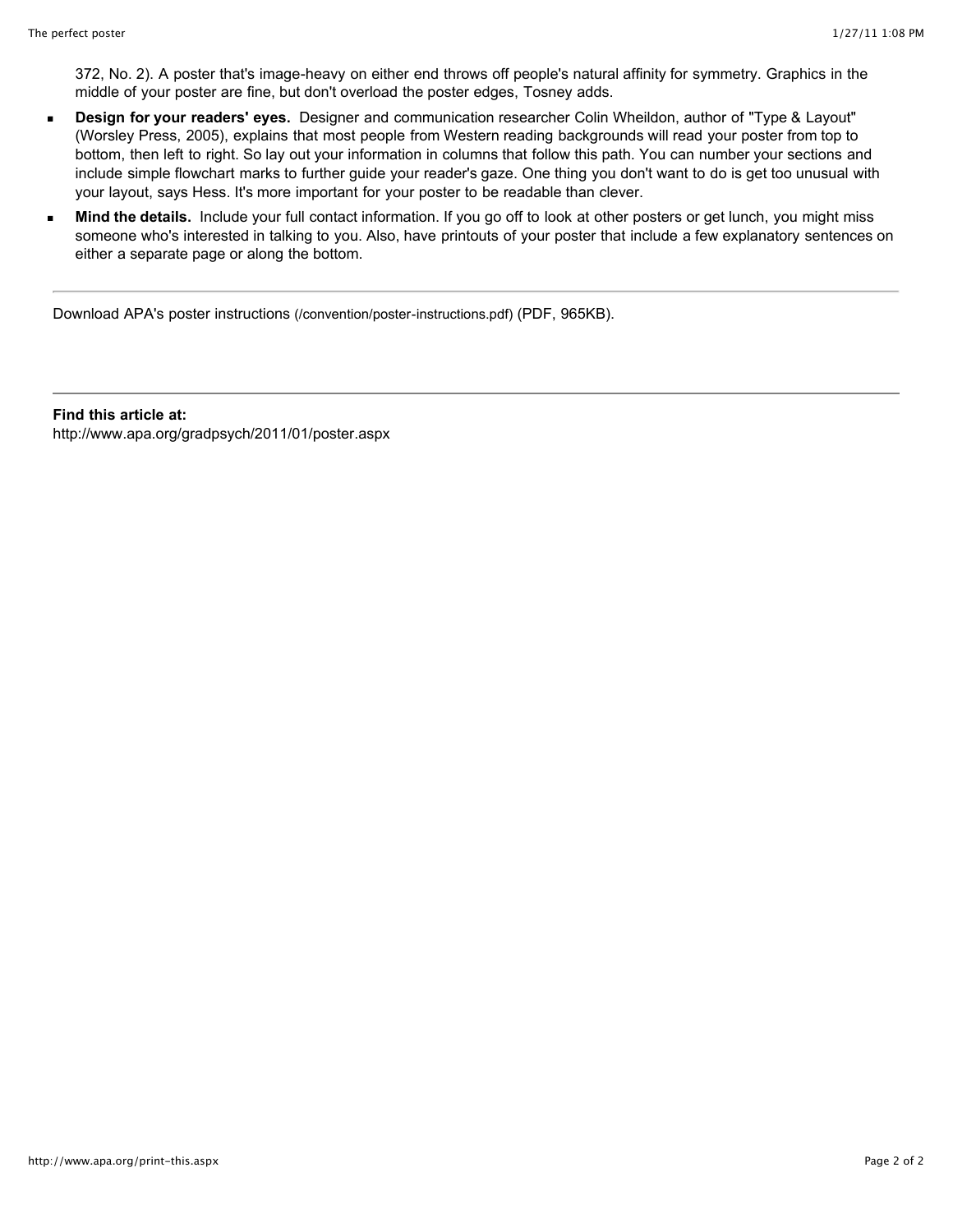372, No. 2). A poster that's image-heavy on either end throws off people's natural affinity for symmetry. Graphics in the middle of your poster are fine, but don't overload the poster edges, Tosney adds.

- **Design for your readers' eyes.** Designer and communication researcher Colin Wheildon, author of "Type & Layout" (Worsley Press, 2005), explains that most people from Western reading backgrounds will read your poster from top to bottom, then left to right. So lay out your information in columns that follow this path. You can number your sections and include simple flowchart marks to further guide your reader's gaze. One thing you don't want to do is get too unusual with your layout, says Hess. It's more important for your poster to be readable than clever.
- **Mind the details.** Include your full contact information. If you go off to look at other posters or get lunch, you might miss someone who's interested in talking to you. Also, have printouts of your poster that include a few explanatory sentences on either a separate page or along the bottom.

---

Download APA's poster instructions (/convention/poster-instructions.pdf) (PDF, 965KB).

---

**Find this article at:**
http://www.apa.org/gradpsych/2011/01/poster.aspx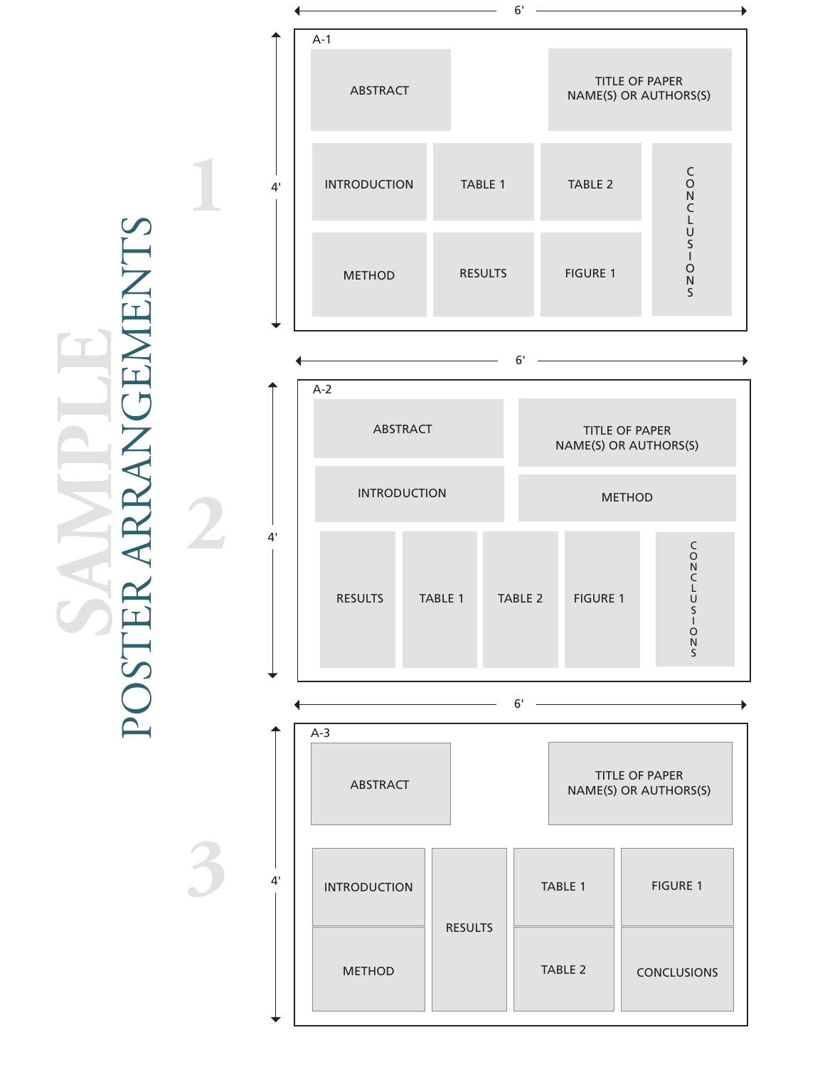# SAMPLE POSTER ARRANGEMENTS

1

6'

4'

A-1

ABSTRACT

TITLE OF PAPER
NAME(S) OR AUTHORS(S)

INTRODUCTION

TABLE 1

TABLE 2

CONCLUSIONS

METHOD

RESULTS

FIGURE 1

2

6'

4'

A-2

ABSTRACT

TITLE OF PAPER
NAME(S) OR AUTHORS(S)

INTRODUCTION

METHOD

RESULTS

TABLE 1

TABLE 2

FIGURE 1

CONCLUSIONS

3

6'

4'

A-3

ABSTRACT

TITLE OF PAPER
NAME(S) OR AUTHORS(S)

INTRODUCTION

RESULTS

TABLE 1

FIGURE 1

METHOD

TABLE 2

CONCLUSIONS